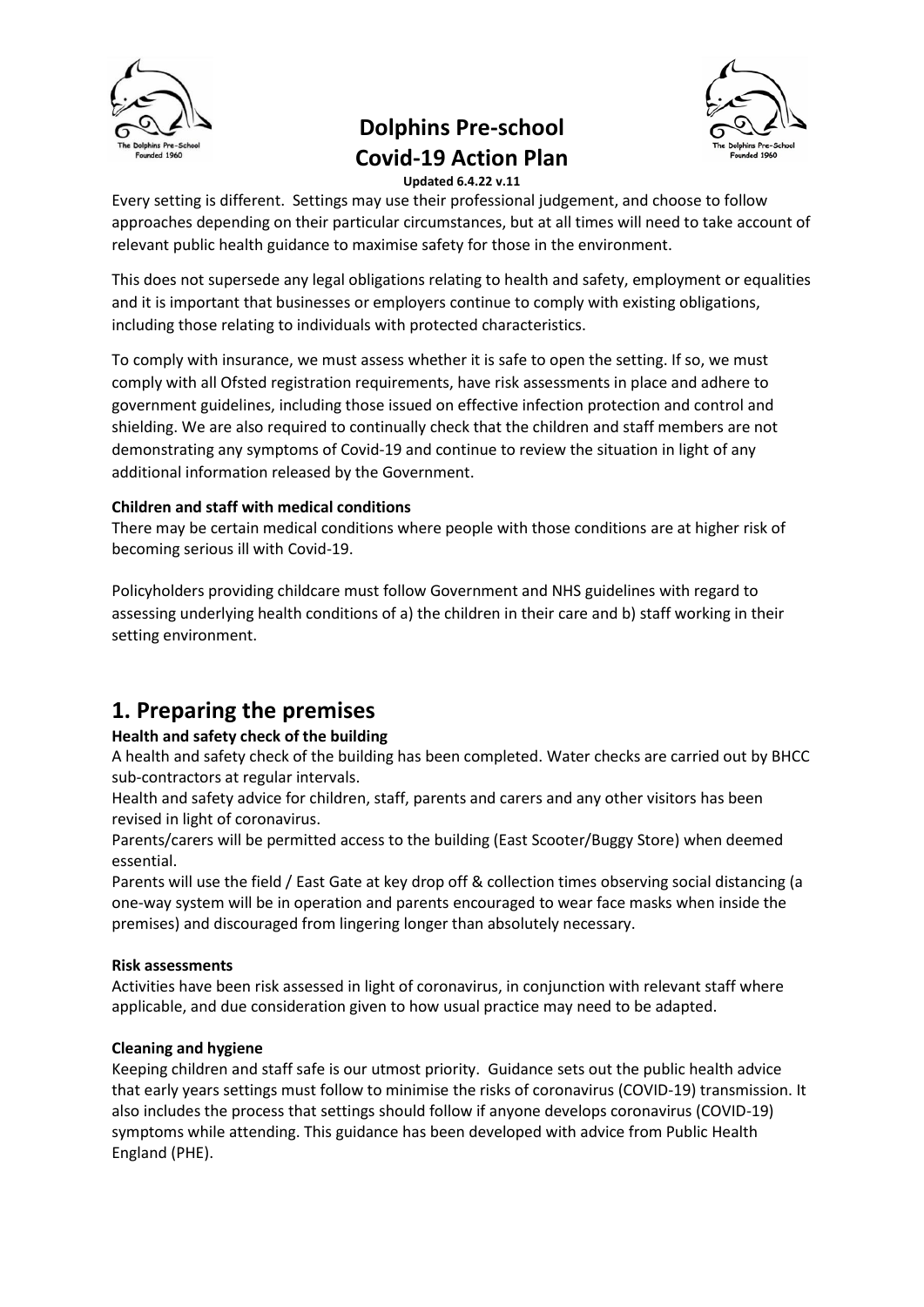# Dolphins Pre-school
# Covid-19 Action Plan

**Updated 6.4.22 v.11**

Every setting is different. Settings may use their professional judgement, and choose to follow approaches depending on their particular circumstances, but at all times will need to take account of relevant public health guidance to maximise safety for those in the environment.

This does not supersede any legal obligations relating to health and safety, employment or equalities and it is important that businesses or employers continue to comply with existing obligations, including those relating to individuals with protected characteristics.

To comply with insurance, we must assess whether it is safe to open the setting. If so, we must comply with all Ofsted registration requirements, have risk assessments in place and adhere to government guidelines, including those issued on effective infection protection and control and shielding. We are also required to continually check that the children and staff members are not demonstrating any symptoms of Covid-19 and continue to review the situation in light of any additional information released by the Government.

**Children and staff with medical conditions**

There may be certain medical conditions where people with those conditions are at higher risk of becoming serious ill with Covid-19.

Policyholders providing childcare must follow Government and NHS guidelines with regard to assessing underlying health conditions of a) the children in their care and b) staff working in their setting environment.

## 1. Preparing the premises

**Health and safety check of the building**

A health and safety check of the building has been completed. Water checks are carried out by BHCC sub-contractors at regular intervals.

Health and safety advice for children, staff, parents and carers and any other visitors has been revised in light of coronavirus.

Parents/carers will be permitted access to the building (East Scooter/Buggy Store) when deemed essential.

Parents will use the field / East Gate at key drop off & collection times observing social distancing (a one-way system will be in operation and parents encouraged to wear face masks when inside the premises) and discouraged from lingering longer than absolutely necessary.

**Risk assessments**

Activities have been risk assessed in light of coronavirus, in conjunction with relevant staff where applicable, and due consideration given to how usual practice may need to be adapted.

**Cleaning and hygiene**

Keeping children and staff safe is our utmost priority. Guidance sets out the public health advice that early years settings must follow to minimise the risks of coronavirus (COVID-19) transmission. It also includes the process that settings should follow if anyone develops coronavirus (COVID-19) symptoms while attending. This guidance has been developed with advice from Public Health England (PHE).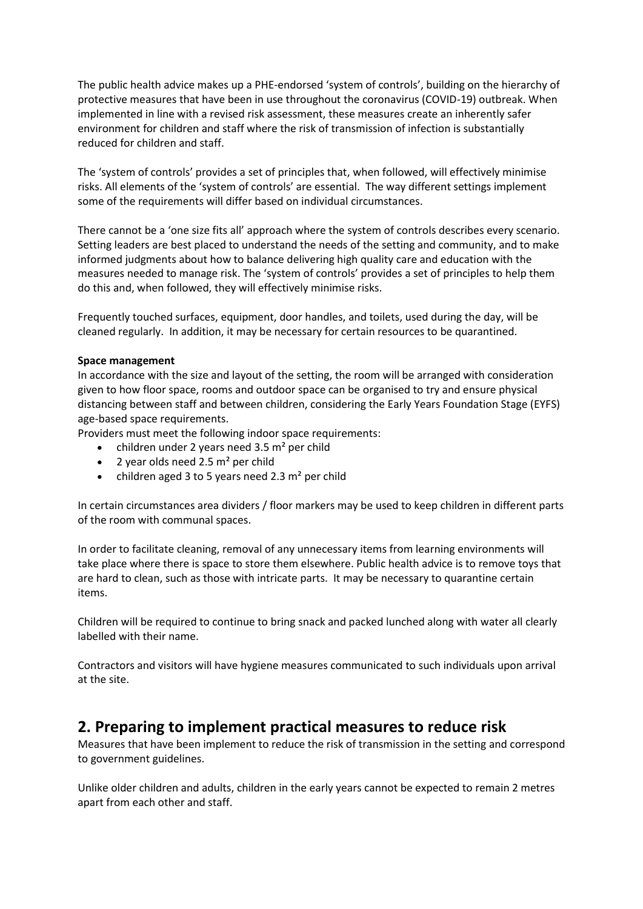The public health advice makes up a PHE-endorsed 'system of controls', building on the hierarchy of protective measures that have been in use throughout the coronavirus (COVID-19) outbreak. When implemented in line with a revised risk assessment, these measures create an inherently safer environment for children and staff where the risk of transmission of infection is substantially reduced for children and staff.

The 'system of controls' provides a set of principles that, when followed, will effectively minimise risks. All elements of the 'system of controls' are essential. The way different settings implement some of the requirements will differ based on individual circumstances.

There cannot be a 'one size fits all' approach where the system of controls describes every scenario. Setting leaders are best placed to understand the needs of the setting and community, and to make informed judgments about how to balance delivering high quality care and education with the measures needed to manage risk. The 'system of controls' provides a set of principles to help them do this and, when followed, they will effectively minimise risks.

Frequently touched surfaces, equipment, door handles, and toilets, used during the day, will be cleaned regularly. In addition, it may be necessary for certain resources to be quarantined.

**Space management**

In accordance with the size and layout of the setting, the room will be arranged with consideration given to how floor space, rooms and outdoor space can be organised to try and ensure physical distancing between staff and between children, considering the Early Years Foundation Stage (EYFS) age-based space requirements.

Providers must meet the following indoor space requirements:

- children under 2 years need 3.5 m² per child
- 2 year olds need 2.5 m² per child
- children aged 3 to 5 years need 2.3 m² per child

In certain circumstances area dividers / floor markers may be used to keep children in different parts of the room with communal spaces.

In order to facilitate cleaning, removal of any unnecessary items from learning environments will take place where there is space to store them elsewhere. Public health advice is to remove toys that are hard to clean, such as those with intricate parts. It may be necessary to quarantine certain items.

Children will be required to continue to bring snack and packed lunched along with water all clearly labelled with their name.

Contractors and visitors will have hygiene measures communicated to such individuals upon arrival at the site.

## 2. Preparing to implement practical measures to reduce risk

Measures that have been implement to reduce the risk of transmission in the setting and correspond to government guidelines.

Unlike older children and adults, children in the early years cannot be expected to remain 2 metres apart from each other and staff.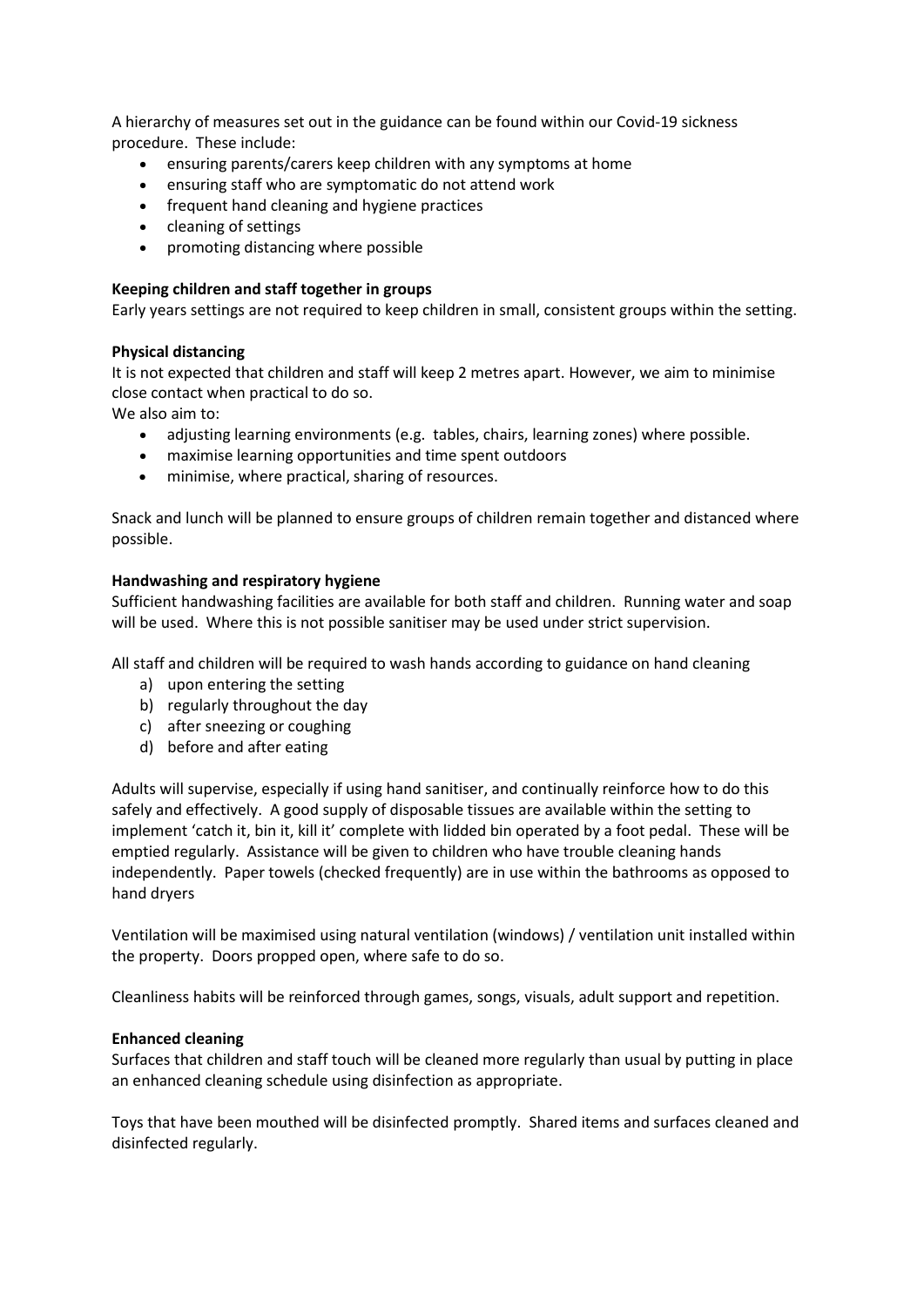A hierarchy of measures set out in the guidance can be found within our Covid-19 sickness procedure. These include:

- ensuring parents/carers keep children with any symptoms at home
- ensuring staff who are symptomatic do not attend work
- frequent hand cleaning and hygiene practices
- cleaning of settings
- promoting distancing where possible

**Keeping children and staff together in groups**

Early years settings are not required to keep children in small, consistent groups within the setting.

**Physical distancing**

It is not expected that children and staff will keep 2 metres apart. However, we aim to minimise close contact when practical to do so.

We also aim to:

- adjusting learning environments (e.g. tables, chairs, learning zones) where possible.
- maximise learning opportunities and time spent outdoors
- minimise, where practical, sharing of resources.

Snack and lunch will be planned to ensure groups of children remain together and distanced where possible.

**Handwashing and respiratory hygiene**

Sufficient handwashing facilities are available for both staff and children. Running water and soap will be used. Where this is not possible sanitiser may be used under strict supervision.

All staff and children will be required to wash hands according to guidance on hand cleaning

a) upon entering the setting
b) regularly throughout the day
c) after sneezing or coughing
d) before and after eating

Adults will supervise, especially if using hand sanitiser, and continually reinforce how to do this safely and effectively. A good supply of disposable tissues are available within the setting to implement 'catch it, bin it, kill it' complete with lidded bin operated by a foot pedal. These will be emptied regularly. Assistance will be given to children who have trouble cleaning hands independently. Paper towels (checked frequently) are in use within the bathrooms as opposed to hand dryers

Ventilation will be maximised using natural ventilation (windows) / ventilation unit installed within the property. Doors propped open, where safe to do so.

Cleanliness habits will be reinforced through games, songs, visuals, adult support and repetition.

**Enhanced cleaning**

Surfaces that children and staff touch will be cleaned more regularly than usual by putting in place an enhanced cleaning schedule using disinfection as appropriate.

Toys that have been mouthed will be disinfected promptly. Shared items and surfaces cleaned and disinfected regularly.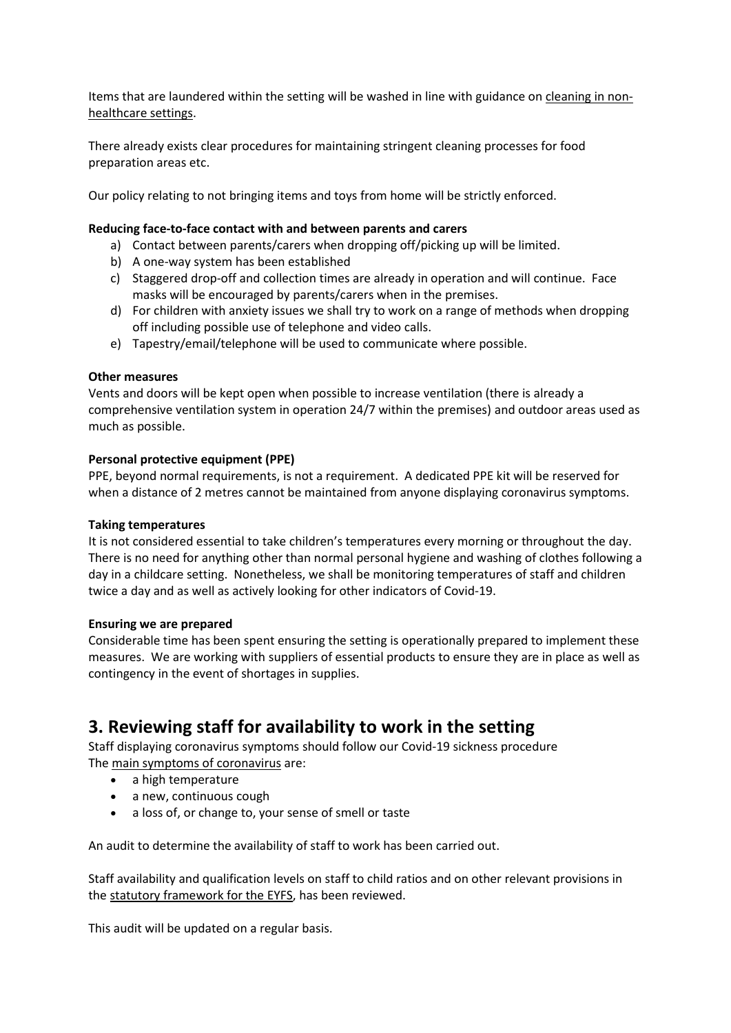Items that are laundered within the setting will be washed in line with guidance on cleaning in non-healthcare settings.

There already exists clear procedures for maintaining stringent cleaning processes for food preparation areas etc.

Our policy relating to not bringing items and toys from home will be strictly enforced.

**Reducing face-to-face contact with and between parents and carers**

a) Contact between parents/carers when dropping off/picking up will be limited.
b) A one-way system has been established
c) Staggered drop-off and collection times are already in operation and will continue. Face masks will be encouraged by parents/carers when in the premises.
d) For children with anxiety issues we shall try to work on a range of methods when dropping off including possible use of telephone and video calls.
e) Tapestry/email/telephone will be used to communicate where possible.

**Other measures**

Vents and doors will be kept open when possible to increase ventilation (there is already a comprehensive ventilation system in operation 24/7 within the premises) and outdoor areas used as much as possible.

**Personal protective equipment (PPE)**

PPE, beyond normal requirements, is not a requirement. A dedicated PPE kit will be reserved for when a distance of 2 metres cannot be maintained from anyone displaying coronavirus symptoms.

**Taking temperatures**

It is not considered essential to take children's temperatures every morning or throughout the day. There is no need for anything other than normal personal hygiene and washing of clothes following a day in a childcare setting. Nonetheless, we shall be monitoring temperatures of staff and children twice a day and as well as actively looking for other indicators of Covid-19.

**Ensuring we are prepared**

Considerable time has been spent ensuring the setting is operationally prepared to implement these measures. We are working with suppliers of essential products to ensure they are in place as well as contingency in the event of shortages in supplies.

## 3. Reviewing staff for availability to work in the setting

Staff displaying coronavirus symptoms should follow our Covid-19 sickness procedure
The main symptoms of coronavirus are:

- a high temperature
- a new, continuous cough
- a loss of, or change to, your sense of smell or taste

An audit to determine the availability of staff to work has been carried out.

Staff availability and qualification levels on staff to child ratios and on other relevant provisions in the statutory framework for the EYFS, has been reviewed.

This audit will be updated on a regular basis.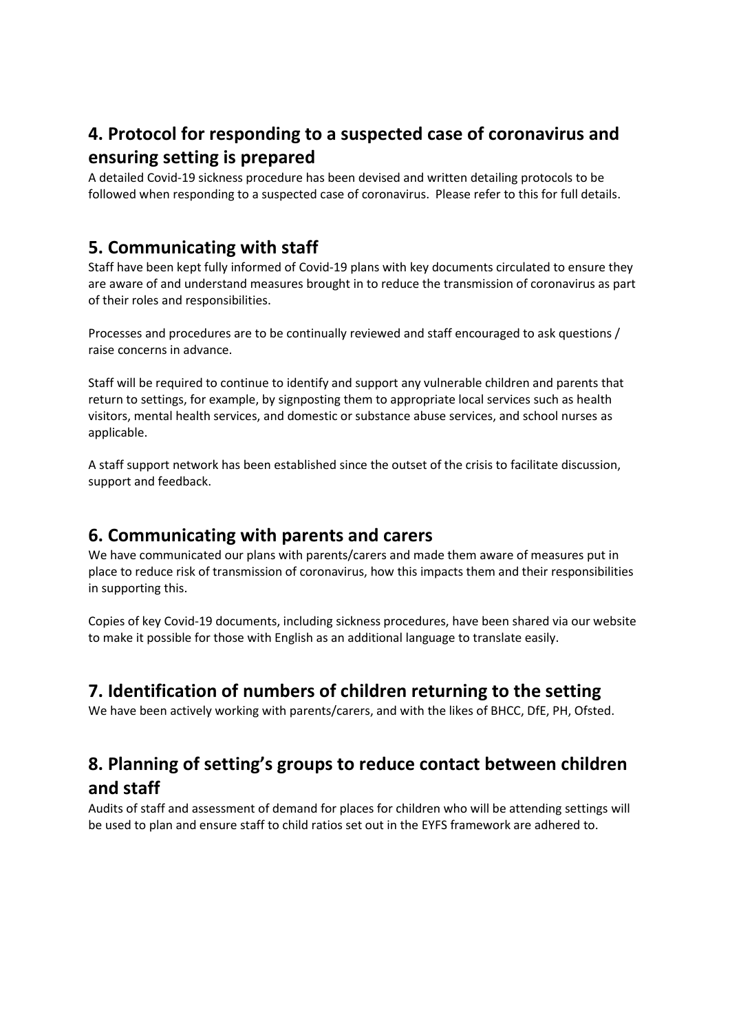## 4. Protocol for responding to a suspected case of coronavirus and ensuring setting is prepared

A detailed Covid-19 sickness procedure has been devised and written detailing protocols to be followed when responding to a suspected case of coronavirus. Please refer to this for full details.

## 5. Communicating with staff

Staff have been kept fully informed of Covid-19 plans with key documents circulated to ensure they are aware of and understand measures brought in to reduce the transmission of coronavirus as part of their roles and responsibilities.

Processes and procedures are to be continually reviewed and staff encouraged to ask questions / raise concerns in advance.

Staff will be required to continue to identify and support any vulnerable children and parents that return to settings, for example, by signposting them to appropriate local services such as health visitors, mental health services, and domestic or substance abuse services, and school nurses as applicable.

A staff support network has been established since the outset of the crisis to facilitate discussion, support and feedback.

## 6. Communicating with parents and carers

We have communicated our plans with parents/carers and made them aware of measures put in place to reduce risk of transmission of coronavirus, how this impacts them and their responsibilities in supporting this.

Copies of key Covid-19 documents, including sickness procedures, have been shared via our website to make it possible for those with English as an additional language to translate easily.

## 7. Identification of numbers of children returning to the setting

We have been actively working with parents/carers, and with the likes of BHCC, DfE, PH, Ofsted.

## 8. Planning of setting's groups to reduce contact between children and staff

Audits of staff and assessment of demand for places for children who will be attending settings will be used to plan and ensure staff to child ratios set out in the EYFS framework are adhered to.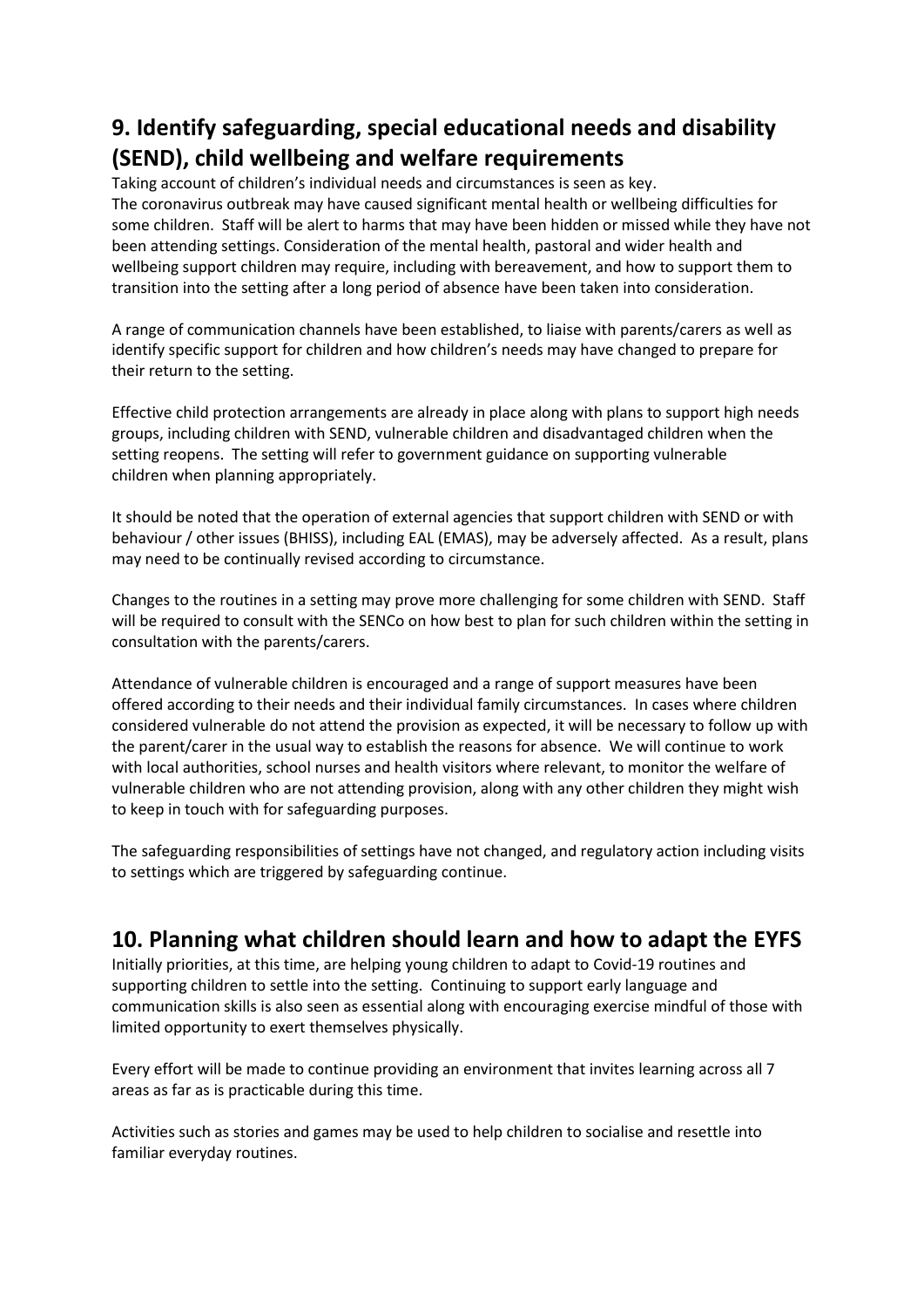## 9. Identify safeguarding, special educational needs and disability (SEND), child wellbeing and welfare requirements

Taking account of children's individual needs and circumstances is seen as key.
The coronavirus outbreak may have caused significant mental health or wellbeing difficulties for some children. Staff will be alert to harms that may have been hidden or missed while they have not been attending settings. Consideration of the mental health, pastoral and wider health and wellbeing support children may require, including with bereavement, and how to support them to transition into the setting after a long period of absence have been taken into consideration.

A range of communication channels have been established, to liaise with parents/carers as well as identify specific support for children and how children's needs may have changed to prepare for their return to the setting.

Effective child protection arrangements are already in place along with plans to support high needs groups, including children with SEND, vulnerable children and disadvantaged children when the setting reopens. The setting will refer to government guidance on supporting vulnerable children when planning appropriately.

It should be noted that the operation of external agencies that support children with SEND or with behaviour / other issues (BHISS), including EAL (EMAS), may be adversely affected. As a result, plans may need to be continually revised according to circumstance.

Changes to the routines in a setting may prove more challenging for some children with SEND. Staff will be required to consult with the SENCo on how best to plan for such children within the setting in consultation with the parents/carers.

Attendance of vulnerable children is encouraged and a range of support measures have been offered according to their needs and their individual family circumstances. In cases where children considered vulnerable do not attend the provision as expected, it will be necessary to follow up with the parent/carer in the usual way to establish the reasons for absence. We will continue to work with local authorities, school nurses and health visitors where relevant, to monitor the welfare of vulnerable children who are not attending provision, along with any other children they might wish to keep in touch with for safeguarding purposes.

The safeguarding responsibilities of settings have not changed, and regulatory action including visits to settings which are triggered by safeguarding continue.

## 10. Planning what children should learn and how to adapt the EYFS

Initially priorities, at this time, are helping young children to adapt to Covid-19 routines and supporting children to settle into the setting. Continuing to support early language and communication skills is also seen as essential along with encouraging exercise mindful of those with limited opportunity to exert themselves physically.

Every effort will be made to continue providing an environment that invites learning across all 7 areas as far as is practicable during this time.

Activities such as stories and games may be used to help children to socialise and resettle into familiar everyday routines.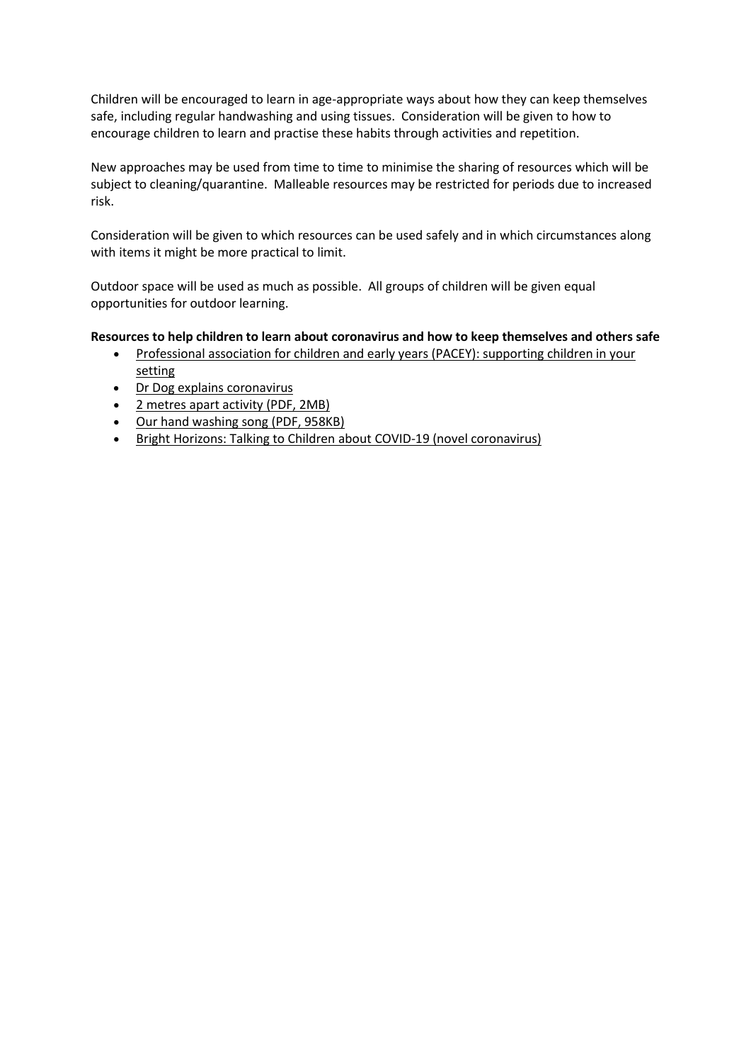Children will be encouraged to learn in age-appropriate ways about how they can keep themselves safe, including regular handwashing and using tissues. Consideration will be given to how to encourage children to learn and practise these habits through activities and repetition.

New approaches may be used from time to time to minimise the sharing of resources which will be subject to cleaning/quarantine. Malleable resources may be restricted for periods due to increased risk.

Consideration will be given to which resources can be used safely and in which circumstances along with items it might be more practical to limit.

Outdoor space will be used as much as possible. All groups of children will be given equal opportunities for outdoor learning.

**Resources to help children to learn about coronavirus and how to keep themselves and others safe**

- Professional association for children and early years (PACEY): supporting children in your setting
- Dr Dog explains coronavirus
- 2 metres apart activity (PDF, 2MB)
- Our hand washing song (PDF, 958KB)
- Bright Horizons: Talking to Children about COVID-19 (novel coronavirus)